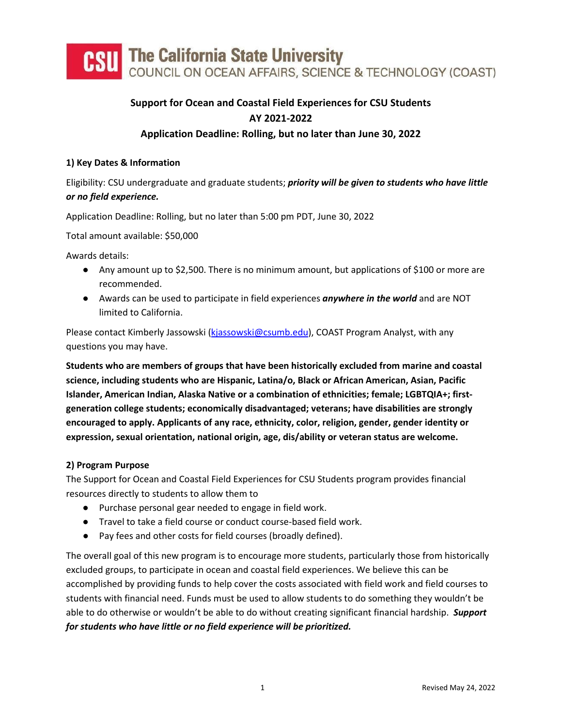# The California State University
## COUNCIL ON OCEAN AFFAIRS, SCIENCE & TECHNOLOGY (COAST)

**Support for Ocean and Coastal Field Experiences for CSU Students**
**AY 2021-2022**
**Application Deadline: Rolling, but no later than June 30, 2022**

### 1) Key Dates & Information

Eligibility: CSU undergraduate and graduate students; ***priority will be given to students who have little or no field experience.***

Application Deadline: Rolling, but no later than 5:00 pm PDT, June 30, 2022

Total amount available: $50,000

Awards details:

- Any amount up to $2,500. There is no minimum amount, but applications of $100 or more are recommended.
- Awards can be used to participate in field experiences ***anywhere in the world*** and are NOT limited to California.

Please contact Kimberly Jassowski (kjassowski@csumb.edu), COAST Program Analyst, with any questions you may have.

**Students who are members of groups that have been historically excluded from marine and coastal science, including students who are Hispanic, Latina/o, Black or African American, Asian, Pacific Islander, American Indian, Alaska Native or a combination of ethnicities; female; LGBTQIA+; first-generation college students; economically disadvantaged; veterans; have disabilities are strongly encouraged to apply. Applicants of any race, ethnicity, color, religion, gender, gender identity or expression, sexual orientation, national origin, age, dis/ability or veteran status are welcome.**

### 2) Program Purpose

The Support for Ocean and Coastal Field Experiences for CSU Students program provides financial resources directly to students to allow them to

- Purchase personal gear needed to engage in field work.
- Travel to take a field course or conduct course-based field work.
- Pay fees and other costs for field courses (broadly defined).

The overall goal of this new program is to encourage more students, particularly those from historically excluded groups, to participate in ocean and coastal field experiences. We believe this can be accomplished by providing funds to help cover the costs associated with field work and field courses to students with financial need. Funds must be used to allow students to do something they wouldn't be able to do otherwise or wouldn't be able to do without creating significant financial hardship. ***Support for students who have little or no field experience will be prioritized.***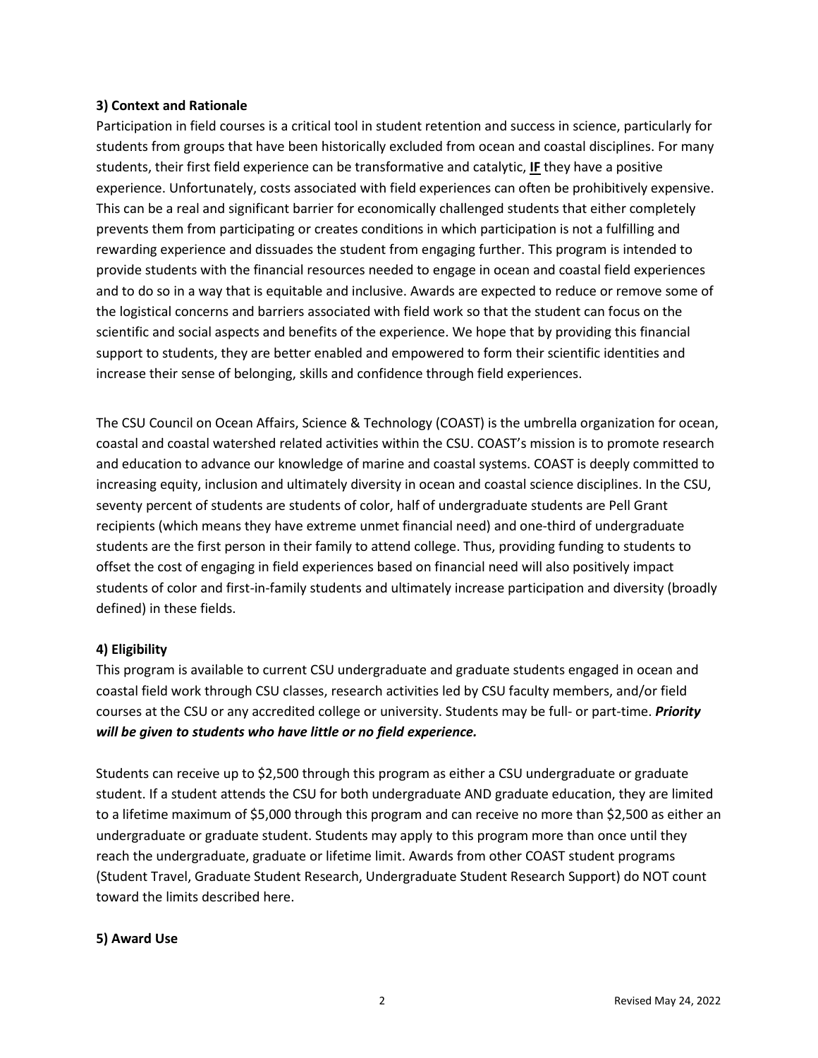### 3) Context and Rationale

Participation in field courses is a critical tool in student retention and success in science, particularly for students from groups that have been historically excluded from ocean and coastal disciplines. For many students, their first field experience can be transformative and catalytic, <u>**IF**</u> they have a positive experience. Unfortunately, costs associated with field experiences can often be prohibitively expensive. This can be a real and significant barrier for economically challenged students that either completely prevents them from participating or creates conditions in which participation is not a fulfilling and rewarding experience and dissuades the student from engaging further. This program is intended to provide students with the financial resources needed to engage in ocean and coastal field experiences and to do so in a way that is equitable and inclusive. Awards are expected to reduce or remove some of the logistical concerns and barriers associated with field work so that the student can focus on the scientific and social aspects and benefits of the experience. We hope that by providing this financial support to students, they are better enabled and empowered to form their scientific identities and increase their sense of belonging, skills and confidence through field experiences.

The CSU Council on Ocean Affairs, Science & Technology (COAST) is the umbrella organization for ocean, coastal and coastal watershed related activities within the CSU. COAST's mission is to promote research and education to advance our knowledge of marine and coastal systems. COAST is deeply committed to increasing equity, inclusion and ultimately diversity in ocean and coastal science disciplines. In the CSU, seventy percent of students are students of color, half of undergraduate students are Pell Grant recipients (which means they have extreme unmet financial need) and one-third of undergraduate students are the first person in their family to attend college. Thus, providing funding to students to offset the cost of engaging in field experiences based on financial need will also positively impact students of color and first-in-family students and ultimately increase participation and diversity (broadly defined) in these fields.

### 4) Eligibility

This program is available to current CSU undergraduate and graduate students engaged in ocean and coastal field work through CSU classes, research activities led by CSU faculty members, and/or field courses at the CSU or any accredited college or university. Students may be full- or part-time. ***Priority will be given to students who have little or no field experience.***

Students can receive up to $2,500 through this program as either a CSU undergraduate or graduate student. If a student attends the CSU for both undergraduate AND graduate education, they are limited to a lifetime maximum of $5,000 through this program and can receive no more than $2,500 as either an undergraduate or graduate student. Students may apply to this program more than once until they reach the undergraduate, graduate or lifetime limit. Awards from other COAST student programs (Student Travel, Graduate Student Research, Undergraduate Student Research Support) do NOT count toward the limits described here.

### 5) Award Use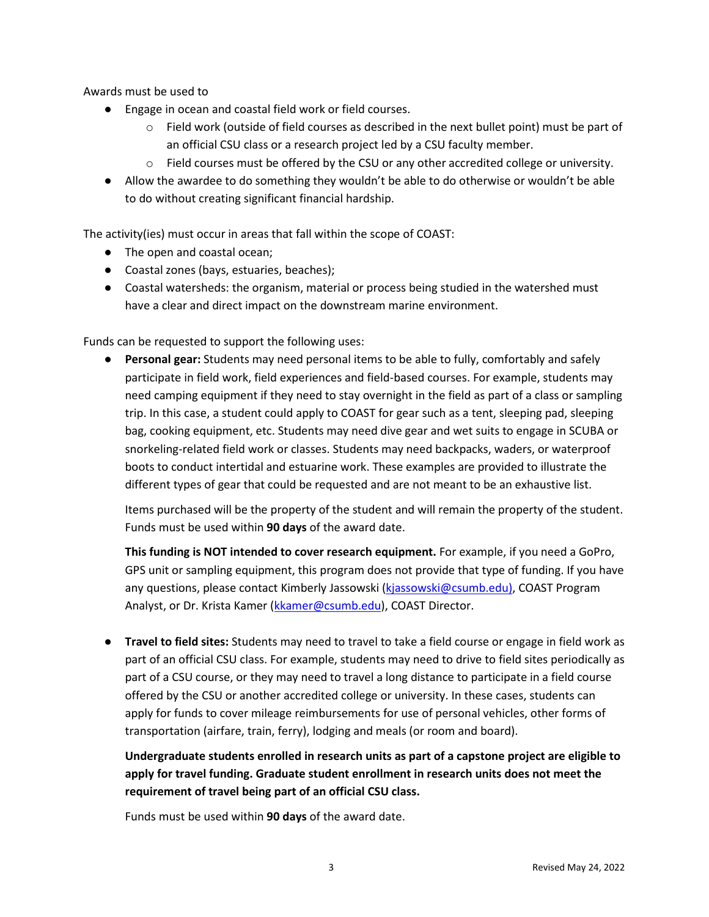Awards must be used to

- Engage in ocean and coastal field work or field courses.
  - Field work (outside of field courses as described in the next bullet point) must be part of an official CSU class or a research project led by a CSU faculty member.
  - Field courses must be offered by the CSU or any other accredited college or university.
- Allow the awardee to do something they wouldn't be able to do otherwise or wouldn't be able to do without creating significant financial hardship.

The activity(ies) must occur in areas that fall within the scope of COAST:

- The open and coastal ocean;
- Coastal zones (bays, estuaries, beaches);
- Coastal watersheds: the organism, material or process being studied in the watershed must have a clear and direct impact on the downstream marine environment.

Funds can be requested to support the following uses:

- **Personal gear:** Students may need personal items to be able to fully, comfortably and safely participate in field work, field experiences and field-based courses. For example, students may need camping equipment if they need to stay overnight in the field as part of a class or sampling trip. In this case, a student could apply to COAST for gear such as a tent, sleeping pad, sleeping bag, cooking equipment, etc. Students may need dive gear and wet suits to engage in SCUBA or snorkeling-related field work or classes. Students may need backpacks, waders, or waterproof boots to conduct intertidal and estuarine work. These examples are provided to illustrate the different types of gear that could be requested and are not meant to be an exhaustive list.

  Items purchased will be the property of the student and will remain the property of the student. Funds must be used within **90 days** of the award date.

  **This funding is NOT intended to cover research equipment.** For example, if you need a GoPro, GPS unit or sampling equipment, this program does not provide that type of funding. If you have any questions, please contact Kimberly Jassowski (kjassowski@csumb.edu), COAST Program Analyst, or Dr. Krista Kamer (kkamer@csumb.edu), COAST Director.

- **Travel to field sites:** Students may need to travel to take a field course or engage in field work as part of an official CSU class. For example, students may need to drive to field sites periodically as part of a CSU course, or they may need to travel a long distance to participate in a field course offered by the CSU or another accredited college or university. In these cases, students can apply for funds to cover mileage reimbursements for use of personal vehicles, other forms of transportation (airfare, train, ferry), lodging and meals (or room and board).

  **Undergraduate students enrolled in research units as part of a capstone project are eligible to apply for travel funding. Graduate student enrollment in research units does not meet the requirement of travel being part of an official CSU class.**

  Funds must be used within **90 days** of the award date.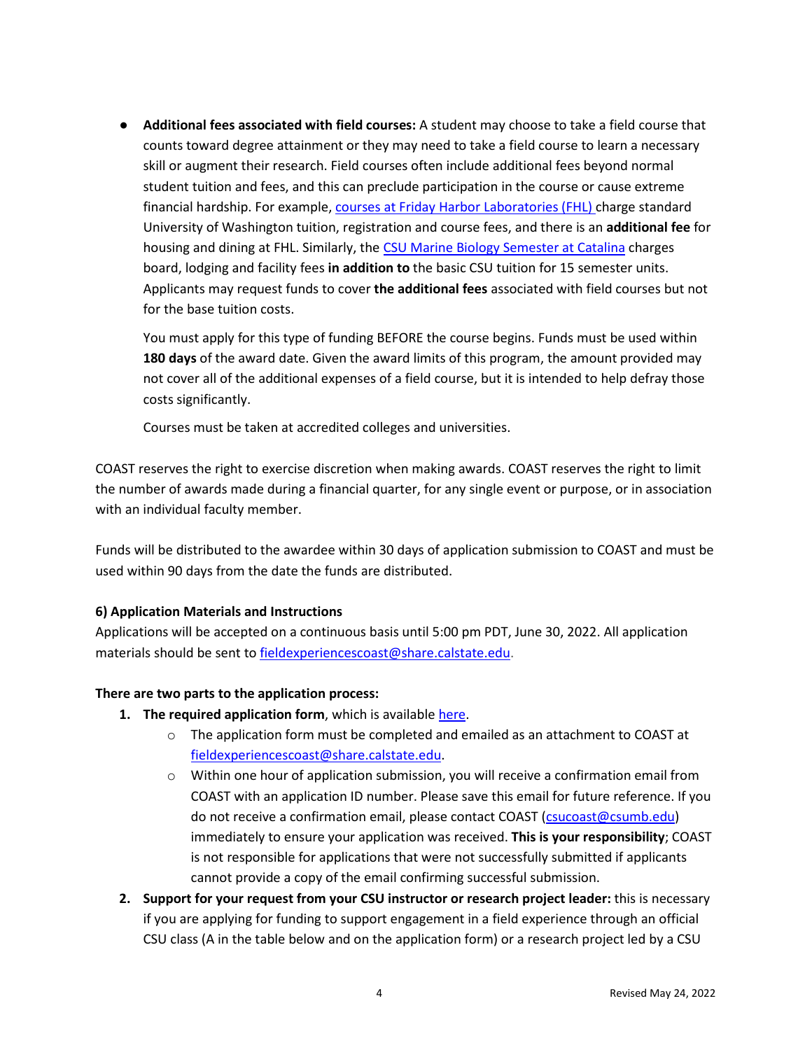- **Additional fees associated with field courses:** A student may choose to take a field course that counts toward degree attainment or they may need to take a field course to learn a necessary skill or augment their research. Field courses often include additional fees beyond normal student tuition and fees, and this can preclude participation in the course or cause extreme financial hardship. For example, [courses at Friday Harbor Laboratories (FHL)]() charge standard University of Washington tuition, registration and course fees, and there is an **additional fee** for housing and dining at FHL. Similarly, the [CSU Marine Biology Semester at Catalina]() charges board, lodging and facility fees **in addition to** the basic CSU tuition for 15 semester units. Applicants may request funds to cover **the additional fees** associated with field courses but not for the base tuition costs.

  You must apply for this type of funding BEFORE the course begins. Funds must be used within **180 days** of the award date. Given the award limits of this program, the amount provided may not cover all of the additional expenses of a field course, but it is intended to help defray those costs significantly.

  Courses must be taken at accredited colleges and universities.

COAST reserves the right to exercise discretion when making awards. COAST reserves the right to limit the number of awards made during a financial quarter, for any single event or purpose, or in association with an individual faculty member.

Funds will be distributed to the awardee within 30 days of application submission to COAST and must be used within 90 days from the date the funds are distributed.

**6) Application Materials and Instructions**

Applications will be accepted on a continuous basis until 5:00 pm PDT, June 30, 2022. All application materials should be sent to fieldexperiencescoast@share.calstate.edu.

**There are two parts to the application process:**

1. **The required application form**, which is available [here]().
   - The application form must be completed and emailed as an attachment to COAST at fieldexperiencescoast@share.calstate.edu.
   - Within one hour of application submission, you will receive a confirmation email from COAST with an application ID number. Please save this email for future reference. If you do not receive a confirmation email, please contact COAST (csucoast@csumb.edu) immediately to ensure your application was received. **This is your responsibility**; COAST is not responsible for applications that were not successfully submitted if applicants cannot provide a copy of the email confirming successful submission.
2. **Support for your request from your CSU instructor or research project leader:** this is necessary if you are applying for funding to support engagement in a field experience through an official CSU class (A in the table below and on the application form) or a research project led by a CSU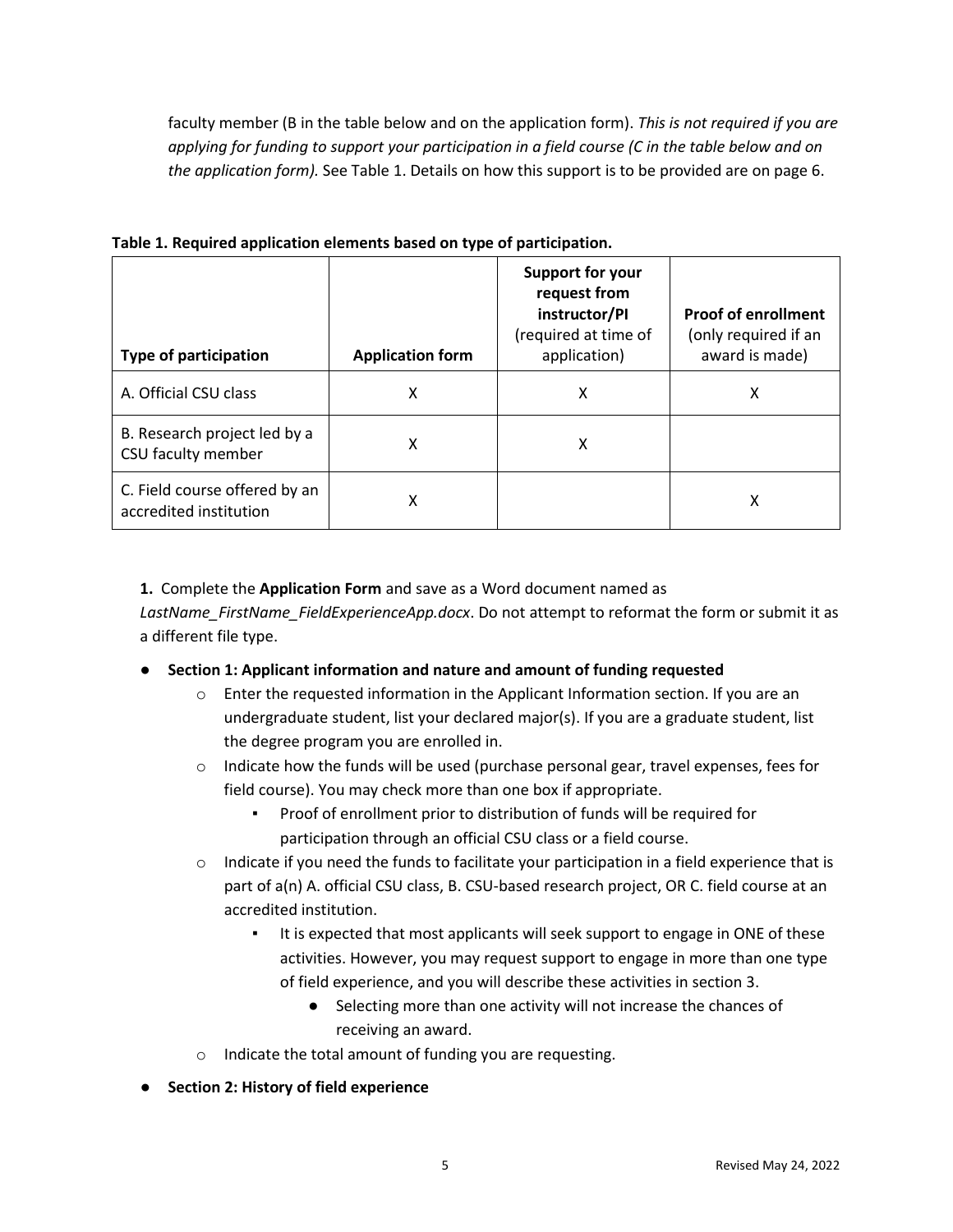faculty member (B in the table below and on the application form). *This is not required if you are applying for funding to support your participation in a field course (C in the table below and on the application form).* See Table 1. Details on how this support is to be provided are on page 6.

**Table 1. Required application elements based on type of participation.**

| **Type of participation** | **Application form** | **Support for your request from instructor/PI** (required at time of application) | **Proof of enrollment** (only required if an award is made) |
| --- | --- | --- | --- |
| A. Official CSU class | X | X | X |
| B. Research project led by a CSU faculty member | X | X | |
| C. Field course offered by an accredited institution | X | | X |

**1.** Complete the **Application Form** and save as a Word document named as *LastName_FirstName_FieldExperienceApp.docx*. Do not attempt to reformat the form or submit it as a different file type.

- **Section 1: Applicant information and nature and amount of funding requested**
    - Enter the requested information in the Applicant Information section. If you are an undergraduate student, list your declared major(s). If you are a graduate student, list the degree program you are enrolled in.
    - Indicate how the funds will be used (purchase personal gear, travel expenses, fees for field course). You may check more than one box if appropriate.
        - Proof of enrollment prior to distribution of funds will be required for participation through an official CSU class or a field course.
    - Indicate if you need the funds to facilitate your participation in a field experience that is part of a(n) A. official CSU class, B. CSU-based research project, OR C. field course at an accredited institution.
        - It is expected that most applicants will seek support to engage in ONE of these activities. However, you may request support to engage in more than one type of field experience, and you will describe these activities in section 3.
            - Selecting more than one activity will not increase the chances of receiving an award.
    - Indicate the total amount of funding you are requesting.
- **Section 2: History of field experience**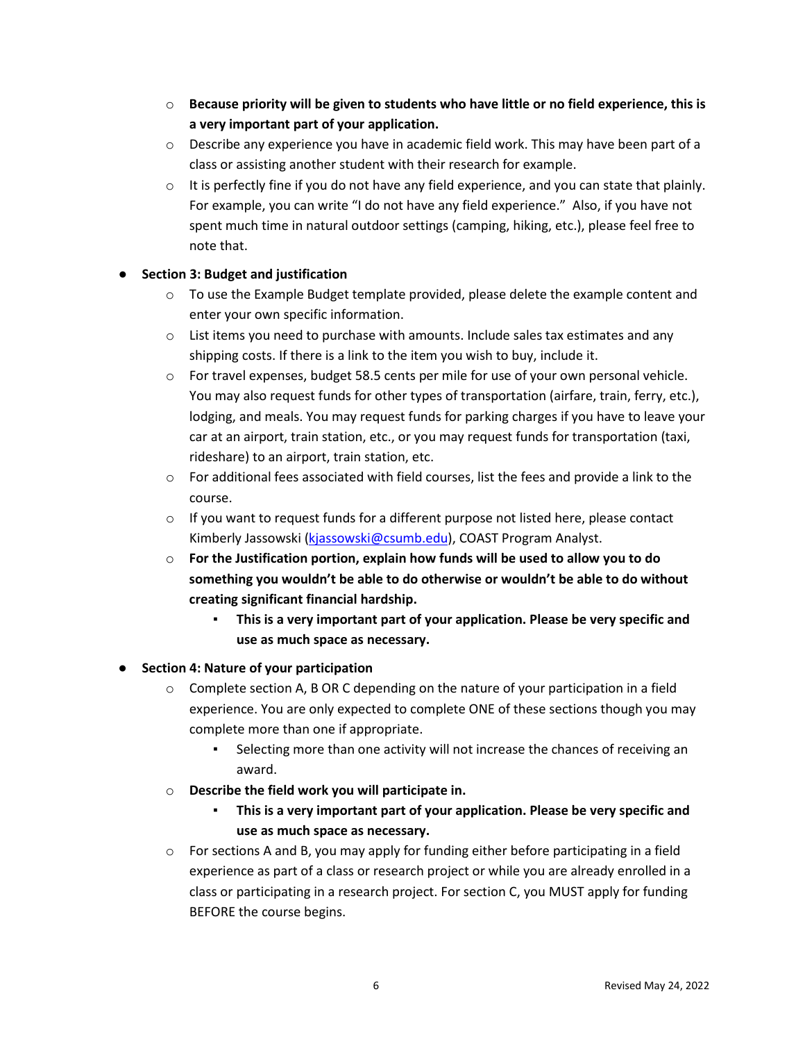- **Because priority will be given to students who have little or no field experience, this is a very important part of your application.**
  - Describe any experience you have in academic field work. This may have been part of a class or assisting another student with their research for example.
  - It is perfectly fine if you do not have any field experience, and you can state that plainly. For example, you can write "I do not have any field experience." Also, if you have not spent much time in natural outdoor settings (camping, hiking, etc.), please feel free to note that.

- **Section 3: Budget and justification**
  - To use the Example Budget template provided, please delete the example content and enter your own specific information.
  - List items you need to purchase with amounts. Include sales tax estimates and any shipping costs. If there is a link to the item you wish to buy, include it.
  - For travel expenses, budget 58.5 cents per mile for use of your own personal vehicle. You may also request funds for other types of transportation (airfare, train, ferry, etc.), lodging, and meals. You may request funds for parking charges if you have to leave your car at an airport, train station, etc., or you may request funds for transportation (taxi, rideshare) to an airport, train station, etc.
  - For additional fees associated with field courses, list the fees and provide a link to the course.
  - If you want to request funds for a different purpose not listed here, please contact Kimberly Jassowski (kjassowski@csumb.edu), COAST Program Analyst.
  - **For the Justification portion, explain how funds will be used to allow you to do something you wouldn't be able to do otherwise or wouldn't be able to do without creating significant financial hardship.**
    - **This is a very important part of your application. Please be very specific and use as much space as necessary.**

- **Section 4: Nature of your participation**
  - Complete section A, B OR C depending on the nature of your participation in a field experience. You are only expected to complete ONE of these sections though you may complete more than one if appropriate.
    - Selecting more than one activity will not increase the chances of receiving an award.
  - **Describe the field work you will participate in.**
    - **This is a very important part of your application. Please be very specific and use as much space as necessary.**
  - For sections A and B, you may apply for funding either before participating in a field experience as part of a class or research project or while you are already enrolled in a class or participating in a research project. For section C, you MUST apply for funding BEFORE the course begins.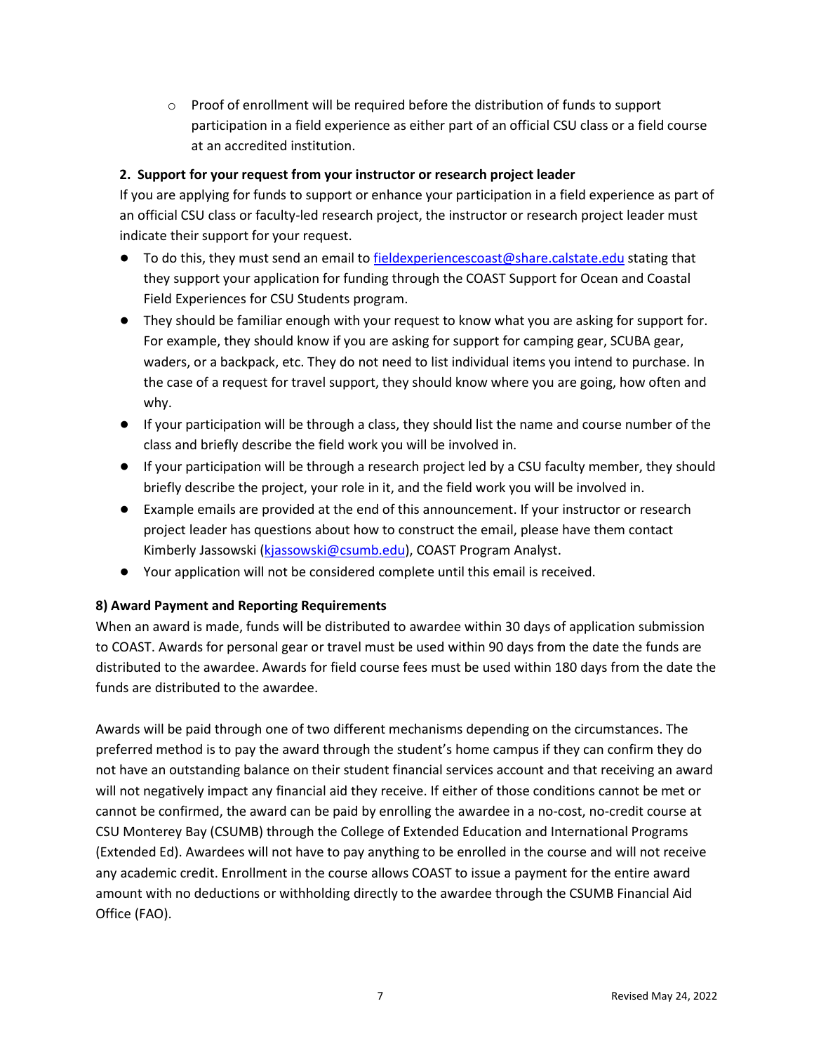- Proof of enrollment will be required before the distribution of funds to support participation in a field experience as either part of an official CSU class or a field course at an accredited institution.

**2. Support for your request from your instructor or research project leader**

If you are applying for funds to support or enhance your participation in a field experience as part of an official CSU class or faculty-led research project, the instructor or research project leader must indicate their support for your request.

- To do this, they must send an email to fieldexperiencescoast@share.calstate.edu stating that they support your application for funding through the COAST Support for Ocean and Coastal Field Experiences for CSU Students program.
- They should be familiar enough with your request to know what you are asking for support for. For example, they should know if you are asking for support for camping gear, SCUBA gear, waders, or a backpack, etc. They do not need to list individual items you intend to purchase. In the case of a request for travel support, they should know where you are going, how often and why.
- If your participation will be through a class, they should list the name and course number of the class and briefly describe the field work you will be involved in.
- If your participation will be through a research project led by a CSU faculty member, they should briefly describe the project, your role in it, and the field work you will be involved in.
- Example emails are provided at the end of this announcement. If your instructor or research project leader has questions about how to construct the email, please have them contact Kimberly Jassowski (kjassowski@csumb.edu), COAST Program Analyst.
- Your application will not be considered complete until this email is received.

### 8) Award Payment and Reporting Requirements

When an award is made, funds will be distributed to awardee within 30 days of application submission to COAST. Awards for personal gear or travel must be used within 90 days from the date the funds are distributed to the awardee. Awards for field course fees must be used within 180 days from the date the funds are distributed to the awardee.

Awards will be paid through one of two different mechanisms depending on the circumstances. The preferred method is to pay the award through the student's home campus if they can confirm they do not have an outstanding balance on their student financial services account and that receiving an award will not negatively impact any financial aid they receive. If either of those conditions cannot be met or cannot be confirmed, the award can be paid by enrolling the awardee in a no-cost, no-credit course at CSU Monterey Bay (CSUMB) through the College of Extended Education and International Programs (Extended Ed). Awardees will not have to pay anything to be enrolled in the course and will not receive any academic credit. Enrollment in the course allows COAST to issue a payment for the entire award amount with no deductions or withholding directly to the awardee through the CSUMB Financial Aid Office (FAO).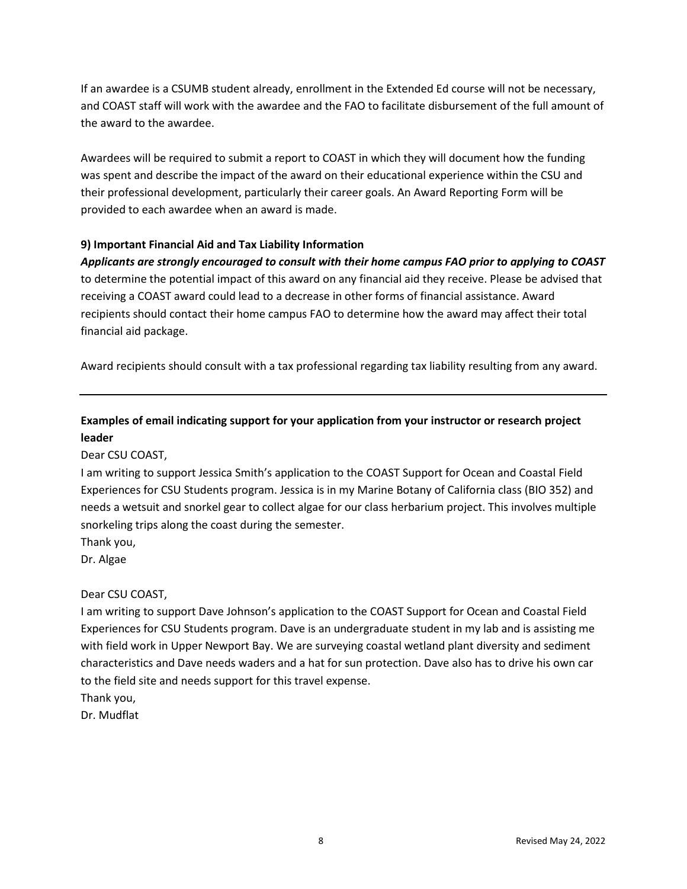If an awardee is a CSUMB student already, enrollment in the Extended Ed course will not be necessary, and COAST staff will work with the awardee and the FAO to facilitate disbursement of the full amount of the award to the awardee.

Awardees will be required to submit a report to COAST in which they will document how the funding was spent and describe the impact of the award on their educational experience within the CSU and their professional development, particularly their career goals. An Award Reporting Form will be provided to each awardee when an award is made.

**9) Important Financial Aid and Tax Liability Information**

***Applicants are strongly encouraged to consult with their home campus FAO prior to applying to COAST*** to determine the potential impact of this award on any financial aid they receive. Please be advised that receiving a COAST award could lead to a decrease in other forms of financial assistance. Award recipients should contact their home campus FAO to determine how the award may affect their total financial aid package.

Award recipients should consult with a tax professional regarding tax liability resulting from any award.

---

**Examples of email indicating support for your application from your instructor or research project leader**

Dear CSU COAST,
I am writing to support Jessica Smith's application to the COAST Support for Ocean and Coastal Field Experiences for CSU Students program. Jessica is in my Marine Botany of California class (BIO 352) and needs a wetsuit and snorkel gear to collect algae for our class herbarium project. This involves multiple snorkeling trips along the coast during the semester.
Thank you,
Dr. Algae

Dear CSU COAST,
I am writing to support Dave Johnson's application to the COAST Support for Ocean and Coastal Field Experiences for CSU Students program. Dave is an undergraduate student in my lab and is assisting me with field work in Upper Newport Bay. We are surveying coastal wetland plant diversity and sediment characteristics and Dave needs waders and a hat for sun protection. Dave also has to drive his own car to the field site and needs support for this travel expense.
Thank you,
Dr. Mudflat